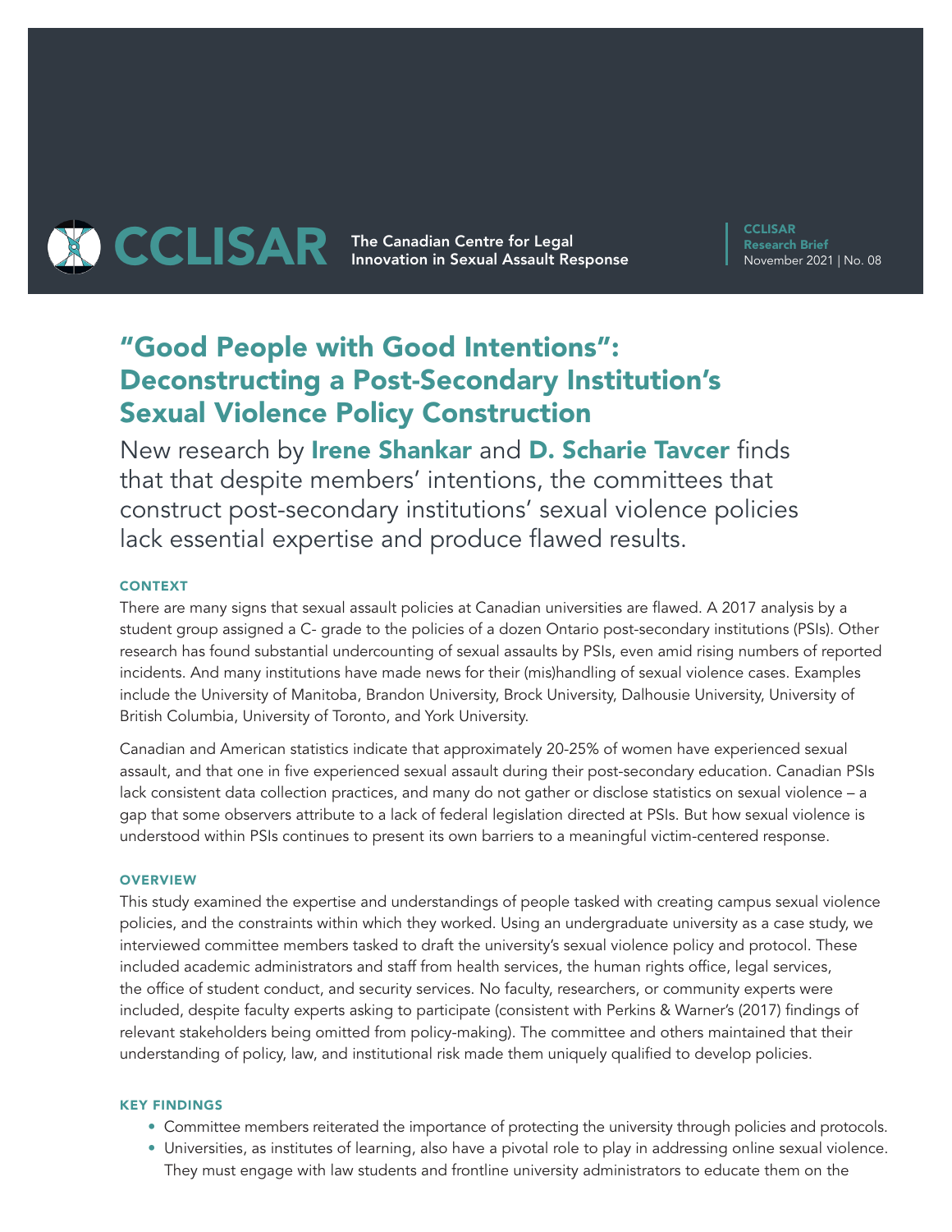CCLISAR The Canadian Centre for Legal Innovation in Sexual Assault Response

CCLISAR Research Brief
November 2021 | No. 08

# "Good People with Good Intentions": Deconstructing a Post-Secondary Institution's Sexual Violence Policy Construction

New research by **Irene Shankar** and **D. Scharie Tavcer** finds that that despite members' intentions, the committees that construct post-secondary institutions' sexual violence policies lack essential expertise and produce flawed results.

### CONTEXT

There are many signs that sexual assault policies at Canadian universities are flawed. A 2017 analysis by a student group assigned a C- grade to the policies of a dozen Ontario post-secondary institutions (PSIs). Other research has found substantial undercounting of sexual assaults by PSIs, even amid rising numbers of reported incidents. And many institutions have made news for their (mis)handling of sexual violence cases. Examples include the University of Manitoba, Brandon University, Brock University, Dalhousie University, University of British Columbia, University of Toronto, and York University.

Canadian and American statistics indicate that approximately 20-25% of women have experienced sexual assault, and that one in five experienced sexual assault during their post-secondary education. Canadian PSIs lack consistent data collection practices, and many do not gather or disclose statistics on sexual violence – a gap that some observers attribute to a lack of federal legislation directed at PSIs. But how sexual violence is understood within PSIs continues to present its own barriers to a meaningful victim-centered response.

### OVERVIEW

This study examined the expertise and understandings of people tasked with creating campus sexual violence policies, and the constraints within which they worked. Using an undergraduate university as a case study, we interviewed committee members tasked to draft the university's sexual violence policy and protocol. These included academic administrators and staff from health services, the human rights office, legal services, the office of student conduct, and security services. No faculty, researchers, or community experts were included, despite faculty experts asking to participate (consistent with Perkins & Warner's (2017) findings of relevant stakeholders being omitted from policy-making). The committee and others maintained that their understanding of policy, law, and institutional risk made them uniquely qualified to develop policies.

### KEY FINDINGS

- Committee members reiterated the importance of protecting the university through policies and protocols.
- Universities, as institutes of learning, also have a pivotal role to play in addressing online sexual violence. They must engage with law students and frontline university administrators to educate them on the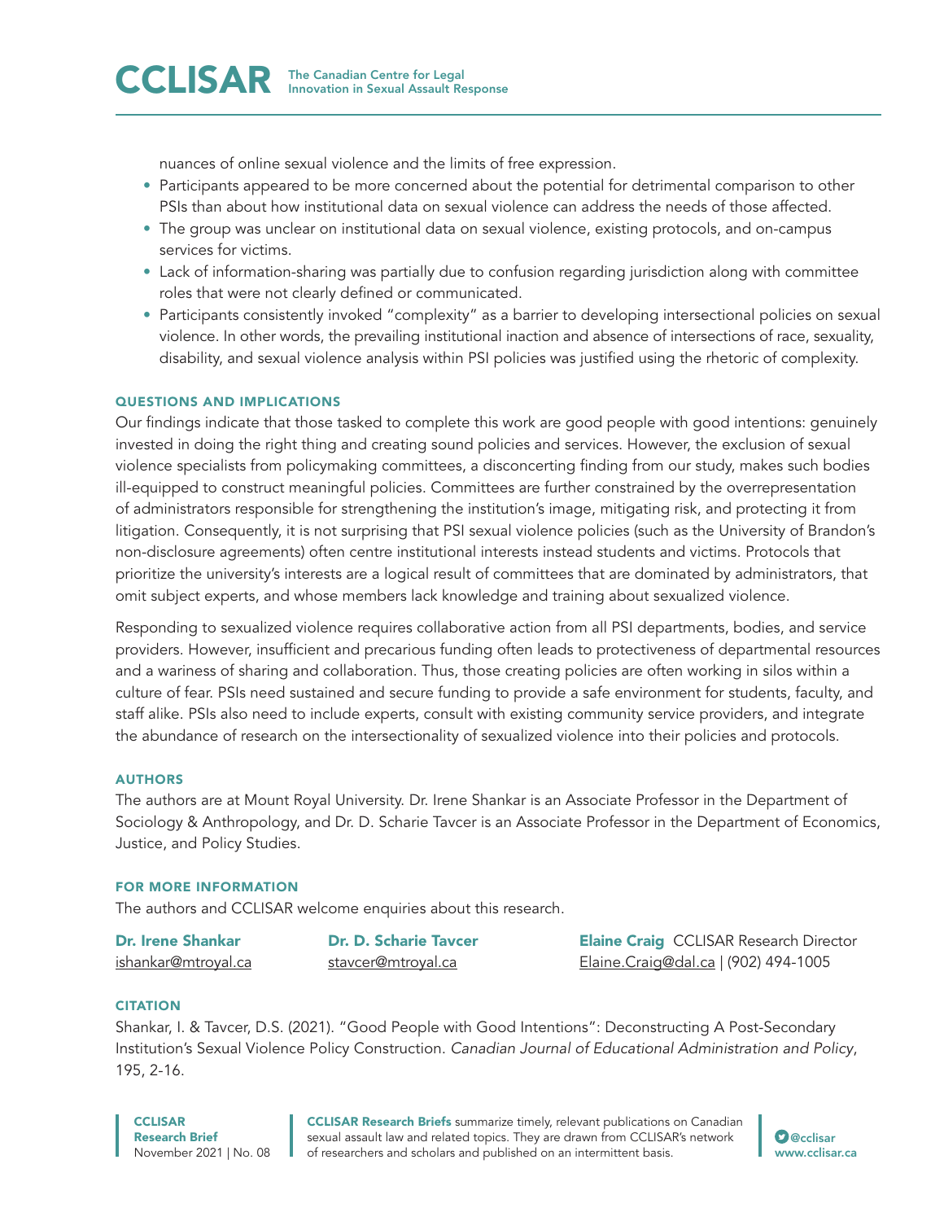nuances of online sexual violence and the limits of free expression.

- Participants appeared to be more concerned about the potential for detrimental comparison to other PSIs than about how institutional data on sexual violence can address the needs of those affected.
- The group was unclear on institutional data on sexual violence, existing protocols, and on-campus services for victims.
- Lack of information-sharing was partially due to confusion regarding jurisdiction along with committee roles that were not clearly defined or communicated.
- Participants consistently invoked "complexity" as a barrier to developing intersectional policies on sexual violence. In other words, the prevailing institutional inaction and absence of intersections of race, sexuality, disability, and sexual violence analysis within PSI policies was justified using the rhetoric of complexity.

### QUESTIONS AND IMPLICATIONS

Our findings indicate that those tasked to complete this work are good people with good intentions: genuinely invested in doing the right thing and creating sound policies and services. However, the exclusion of sexual violence specialists from policymaking committees, a disconcerting finding from our study, makes such bodies ill-equipped to construct meaningful policies. Committees are further constrained by the overrepresentation of administrators responsible for strengthening the institution's image, mitigating risk, and protecting it from litigation. Consequently, it is not surprising that PSI sexual violence policies (such as the University of Brandon's non-disclosure agreements) often centre institutional interests instead students and victims. Protocols that prioritize the university's interests are a logical result of committees that are dominated by administrators, that omit subject experts, and whose members lack knowledge and training about sexualized violence.

Responding to sexualized violence requires collaborative action from all PSI departments, bodies, and service providers. However, insufficient and precarious funding often leads to protectiveness of departmental resources and a wariness of sharing and collaboration. Thus, those creating policies are often working in silos within a culture of fear. PSIs need sustained and secure funding to provide a safe environment for students, faculty, and staff alike. PSIs also need to include experts, consult with existing community service providers, and integrate the abundance of research on the intersectionality of sexualized violence into their policies and protocols.

### AUTHORS

The authors are at Mount Royal University. Dr. Irene Shankar is an Associate Professor in the Department of Sociology & Anthropology, and Dr. D. Scharie Tavcer is an Associate Professor in the Department of Economics, Justice, and Policy Studies.

### FOR MORE INFORMATION

The authors and CCLISAR welcome enquiries about this research.

**Dr. Irene Shankar**
ishankar@mtroyal.ca

**Dr. D. Scharie Tavcer**
stavcer@mtroyal.ca

**Elaine Craig** CCLISAR Research Director
Elaine.Craig@dal.ca | (902) 494-1005

### CITATION

Shankar, I. & Tavcer, D.S. (2021). "Good People with Good Intentions": Deconstructing A Post-Secondary Institution's Sexual Violence Policy Construction. *Canadian Journal of Educational Administration and Policy*, 195, 2-16.

**CCLISAR Research Brief**
November 2021 | No. 08

**CCLISAR Research Briefs** summarize timely, relevant publications on Canadian sexual assault law and related topics. They are drawn from CCLISAR's network of researchers and scholars and published on an intermittent basis.

@cclisar
www.cclisar.ca